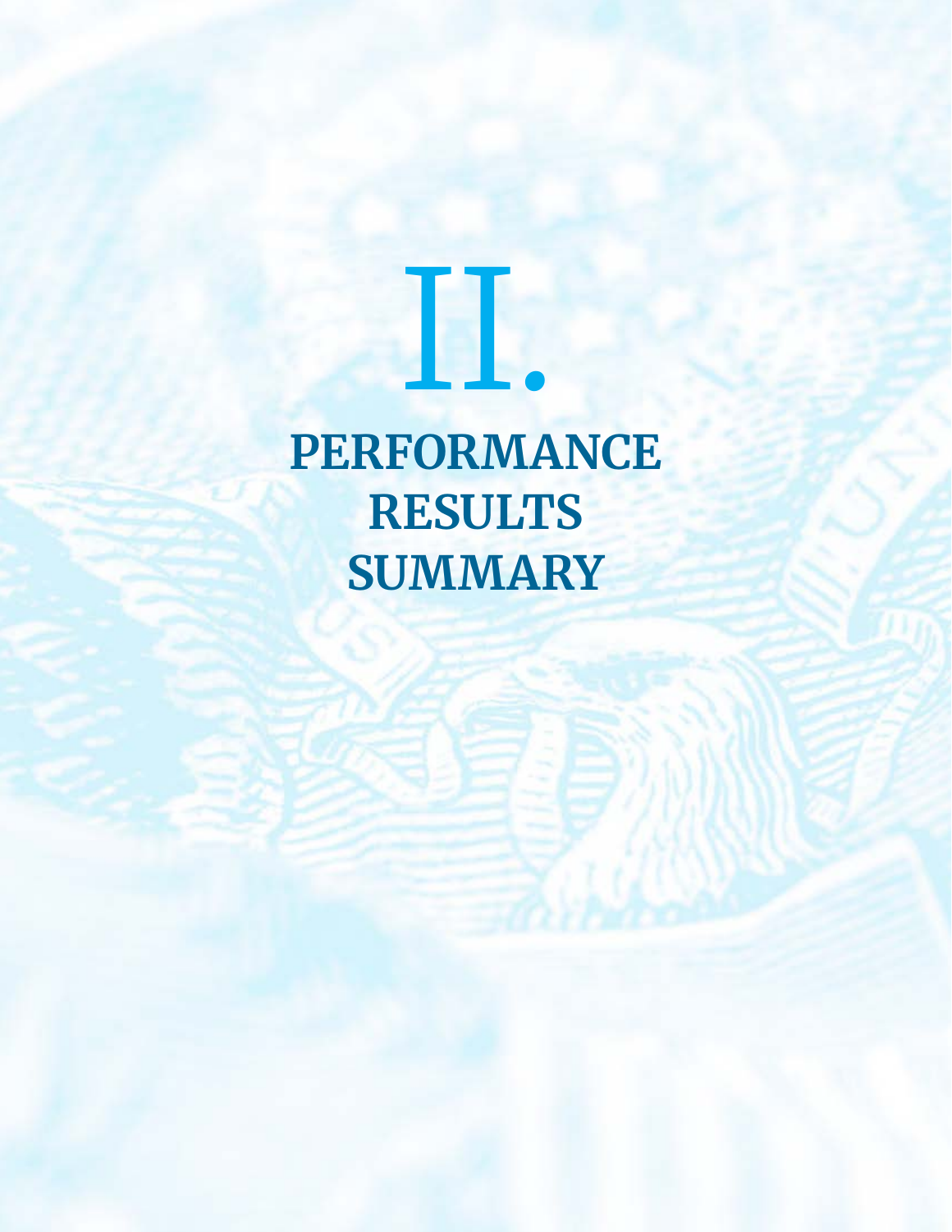# II.

# PERFORMANCE RESULTS SUMMARY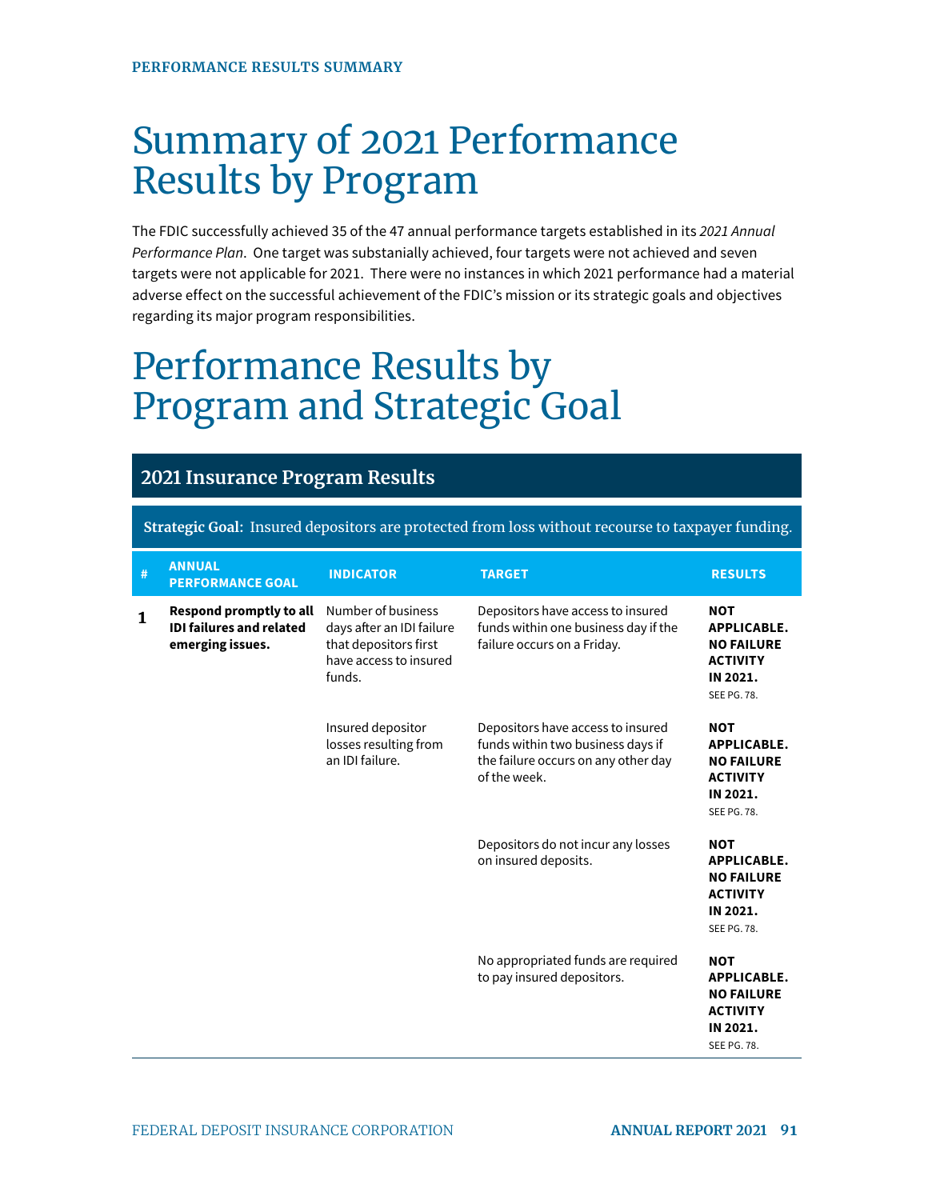# Summary of 2021 Performance Results by Program

The FDIC successfully achieved 35 of the 47 annual performance targets established in its *2021 Annual Performance Plan*. One target was substanially achieved, four targets were not achieved and seven targets were not applicable for 2021. There were no instances in which 2021 performance had a material adverse effect on the successful achievement of the FDIC's mission or its strategic goals and objectives regarding its major program responsibilities.

# Performance Results by Program and Strategic Goal

## 2021 Insurance Program Results

**Strategic Goal:** Insured depositors are protected from loss without recourse to taxpayer funding.

| # | ANNUAL PERFORMANCE GOAL | INDICATOR | TARGET | RESULTS |
|---|---|---|---|---|
| 1 | **Respond promptly to all IDI failures and related emerging issues.** | Number of business days after an IDI failure that depositors first have access to insured funds. | Depositors have access to insured funds within one business day if the failure occurs on a Friday. | **NOT APPLICABLE. NO FAILURE ACTIVITY IN 2021.** SEE PG. 78. |
| | | Insured depositor losses resulting from an IDI failure. | Depositors have access to insured funds within two business days if the failure occurs on any other day of the week. | **NOT APPLICABLE. NO FAILURE ACTIVITY IN 2021.** SEE PG. 78. |
| | | | Depositors do not incur any losses on insured deposits. | **NOT APPLICABLE. NO FAILURE ACTIVITY IN 2021.** SEE PG. 78. |
| | | | No appropriated funds are required to pay insured depositors. | **NOT APPLICABLE. NO FAILURE ACTIVITY IN 2021.** SEE PG. 78. |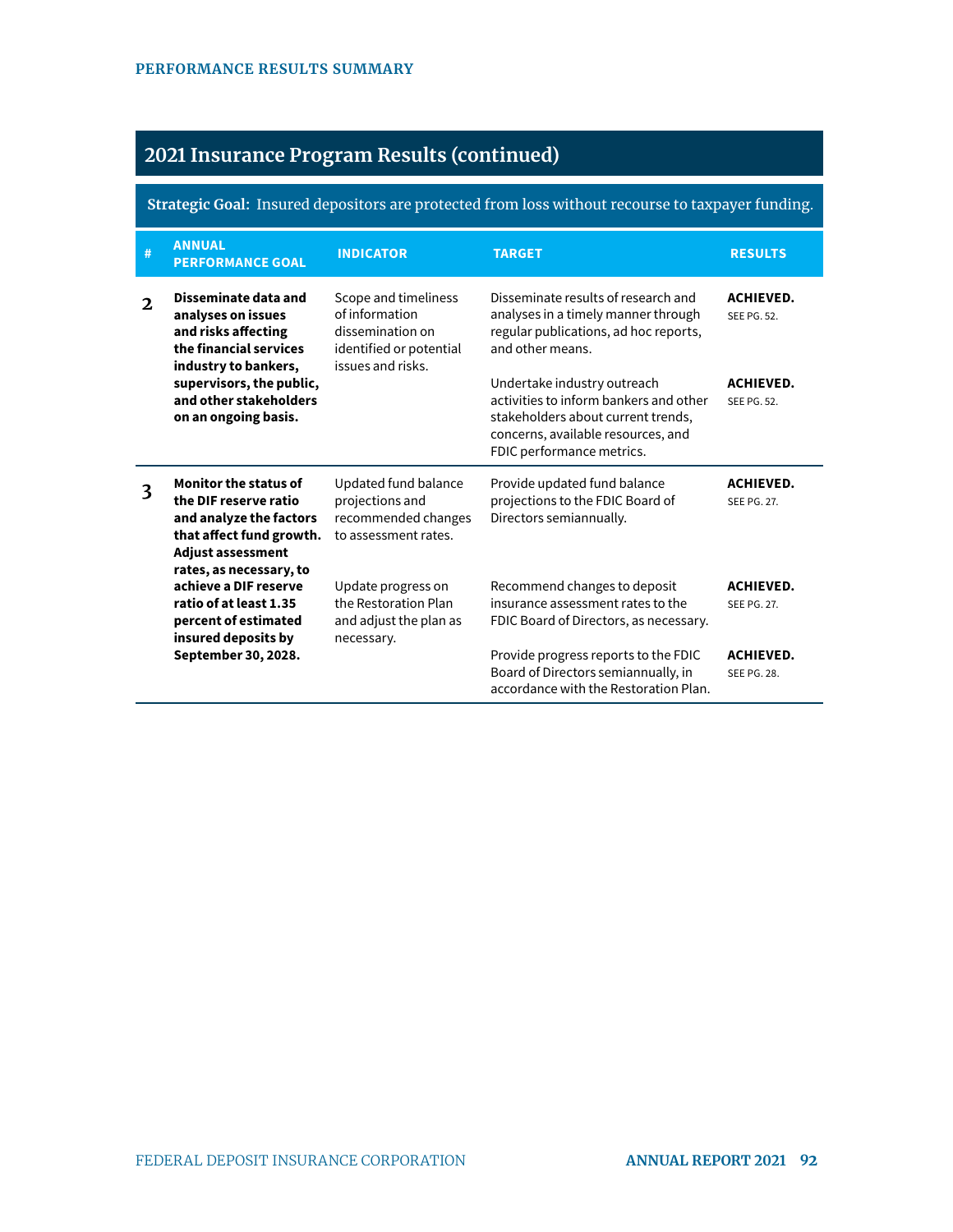## 2021 Insurance Program Results (continued)

**Strategic Goal:** Insured depositors are protected from loss without recourse to taxpayer funding.

| # | ANNUAL PERFORMANCE GOAL | INDICATOR | TARGET | RESULTS |
|---|---|---|---|---|
| 2 | **Disseminate data and analyses on issues and risks affecting the financial services industry to bankers, supervisors, the public, and other stakeholders on an ongoing basis.** | Scope and timeliness of information dissemination on identified or potential issues and risks. | Disseminate results of research and analyses in a timely manner through regular publications, ad hoc reports, and other means. | **ACHIEVED.** SEE PG. 52. |
| | | | Undertake industry outreach activities to inform bankers and other stakeholders about current trends, concerns, available resources, and FDIC performance metrics. | **ACHIEVED.** SEE PG. 52. |
| 3 | **Monitor the status of the DIF reserve ratio and analyze the factors that affect fund growth. Adjust assessment rates, as necessary, to achieve a DIF reserve ratio of at least 1.35 percent of estimated insured deposits by September 30, 2028.** | Updated fund balance projections and recommended changes to assessment rates. | Provide updated fund balance projections to the FDIC Board of Directors semiannually. | **ACHIEVED.** SEE PG. 27. |
| | | | Recommend changes to deposit insurance assessment rates to the FDIC Board of Directors, as necessary. | **ACHIEVED.** SEE PG. 27. |
| | | Update progress on the Restoration Plan and adjust the plan as necessary. | Provide progress reports to the FDIC Board of Directors semiannually, in accordance with the Restoration Plan. | **ACHIEVED.** SEE PG. 28. |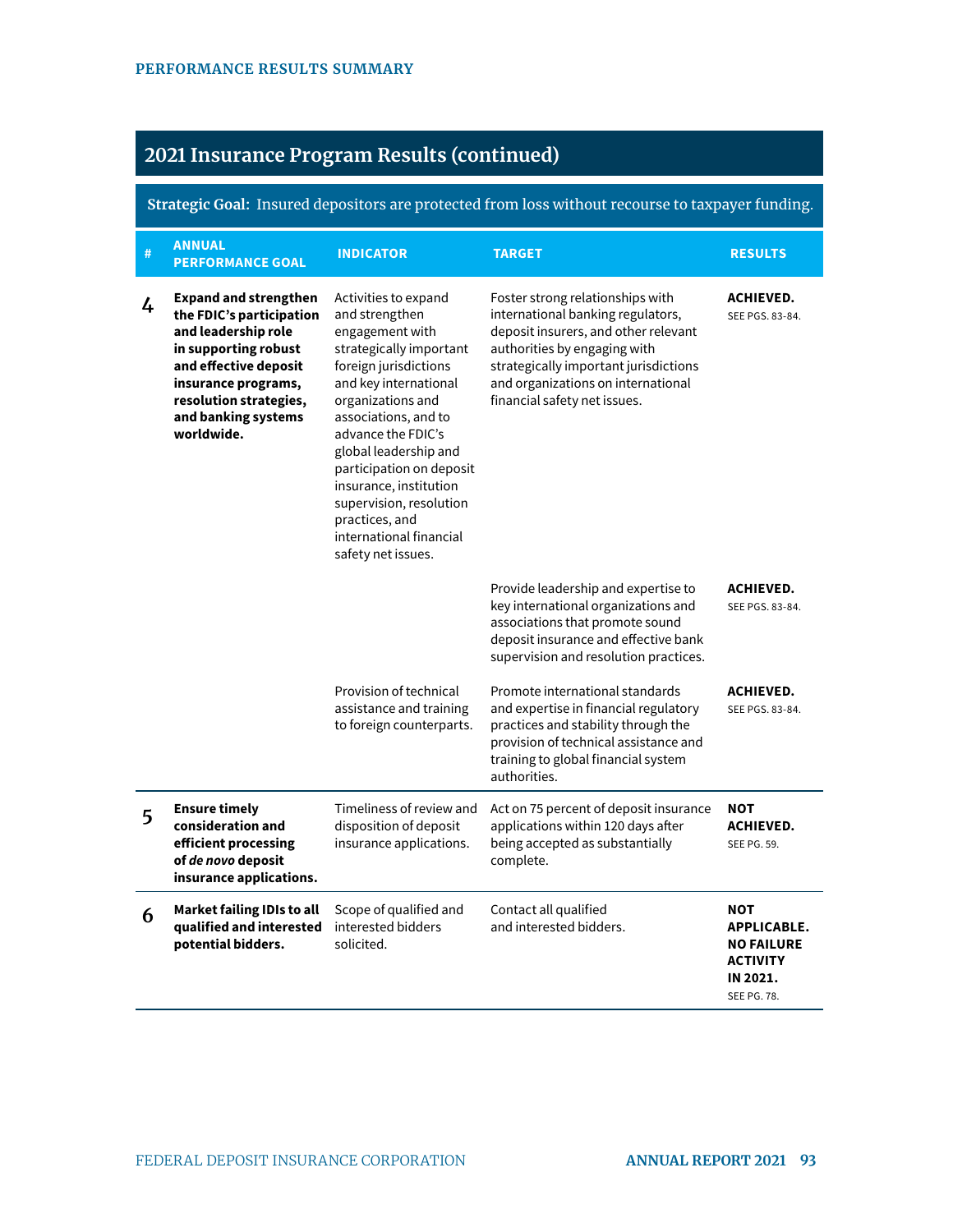## 2021 Insurance Program Results (continued)

**Strategic Goal:** Insured depositors are protected from loss without recourse to taxpayer funding.

| # | ANNUAL PERFORMANCE GOAL | INDICATOR | TARGET | RESULTS |
|---|---|---|---|---|
| 4 | **Expand and strengthen the FDIC's participation and leadership role in supporting robust and effective deposit insurance programs, resolution strategies, and banking systems worldwide.** | Activities to expand and strengthen engagement with strategically important foreign jurisdictions and key international organizations and associations, and to advance the FDIC's global leadership and participation on deposit insurance, institution supervision, resolution practices, and international financial safety net issues. | Foster strong relationships with international banking regulators, deposit insurers, and other relevant authorities by engaging with strategically important jurisdictions and organizations on international financial safety net issues. | **ACHIEVED.** SEE PGS. 83-84. |
| | | | Provide leadership and expertise to key international organizations and associations that promote sound deposit insurance and effective bank supervision and resolution practices. | **ACHIEVED.** SEE PGS. 83-84. |
| | | Provision of technical assistance and training to foreign counterparts. | Promote international standards and expertise in financial regulatory practices and stability through the provision of technical assistance and training to global financial system authorities. | **ACHIEVED.** SEE PGS. 83-84. |
| 5 | **Ensure timely consideration and efficient processing of *de novo* deposit insurance applications.** | Timeliness of review and disposition of deposit insurance applications. | Act on 75 percent of deposit insurance applications within 120 days after being accepted as substantially complete. | **NOT ACHIEVED.** SEE PG. 59. |
| 6 | **Market failing IDIs to all qualified and interested potential bidders.** | Scope of qualified and interested bidders solicited. | Contact all qualified and interested bidders. | **NOT APPLICABLE. NO FAILURE ACTIVITY IN 2021.** SEE PG. 78. |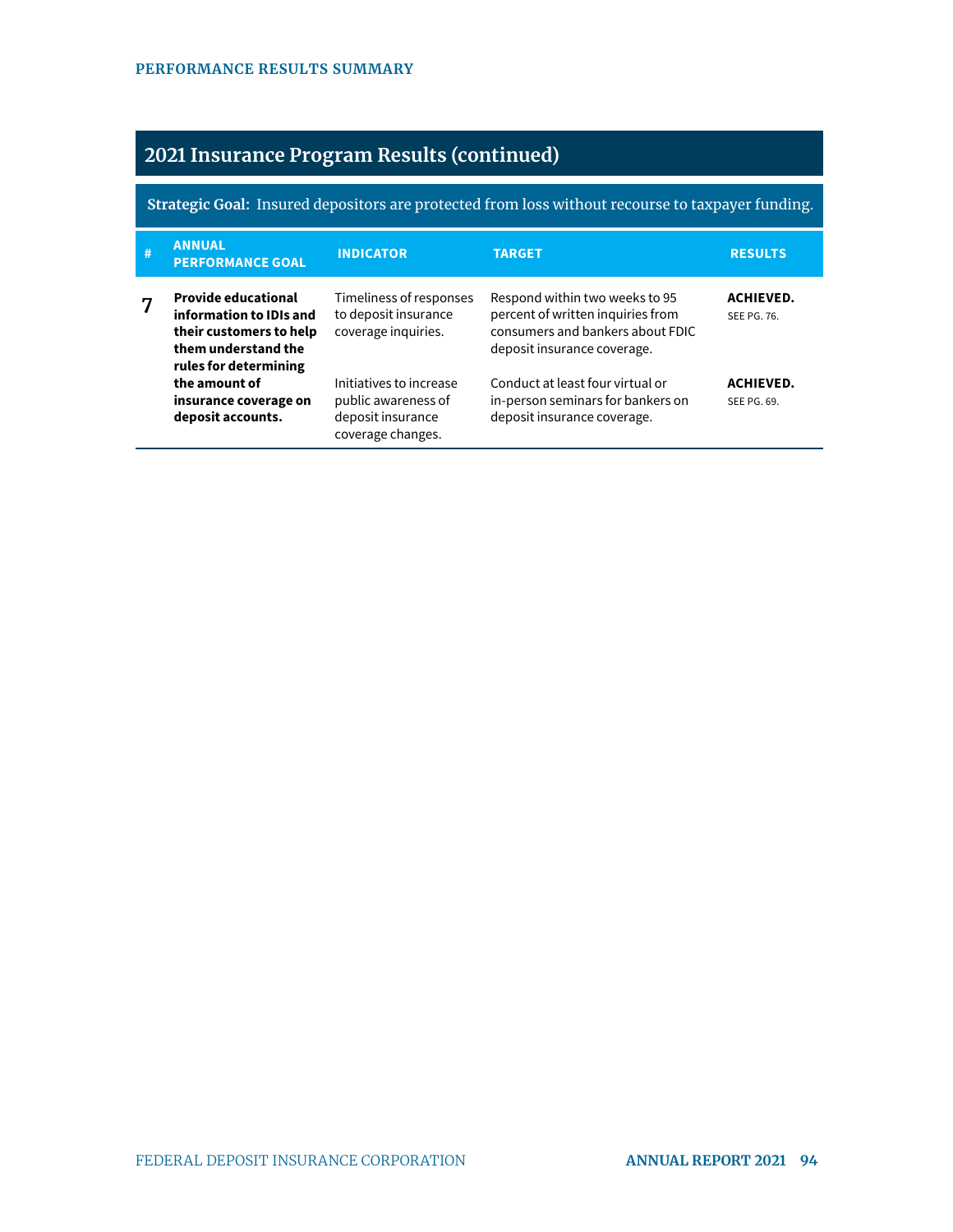## 2021 Insurance Program Results (continued)

**Strategic Goal:** Insured depositors are protected from loss without recourse to taxpayer funding.

| # | ANNUAL PERFORMANCE GOAL | INDICATOR | TARGET | RESULTS |
|---|---|---|---|---|
| 7 | **Provide educational information to IDIs and their customers to help them understand the rules for determining the amount of insurance coverage on deposit accounts.** | Timeliness of responses to deposit insurance coverage inquiries. | Respond within two weeks to 95 percent of written inquiries from consumers and bankers about FDIC deposit insurance coverage. | **ACHIEVED.** SEE PG. 76. |
| | | Initiatives to increase public awareness of deposit insurance coverage changes. | Conduct at least four virtual or in-person seminars for bankers on deposit insurance coverage. | **ACHIEVED.** SEE PG. 69. |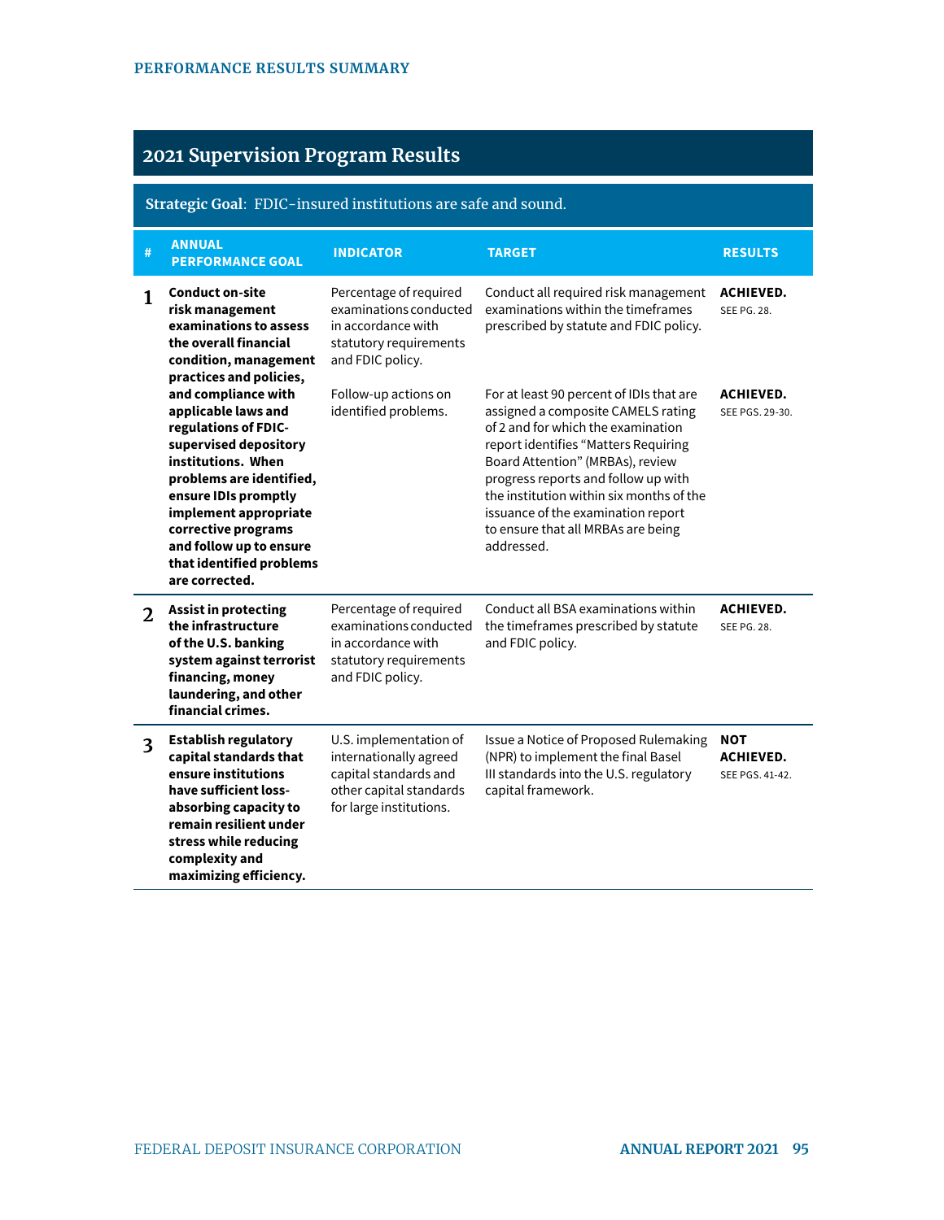## 2021 Supervision Program Results

**Strategic Goal**: FDIC-insured institutions are safe and sound.

| # | ANNUAL PERFORMANCE GOAL | INDICATOR | TARGET | RESULTS |
|---|---|---|---|---|
| 1 | **Conduct on-site risk management examinations to assess the overall financial condition, management practices and policies, and compliance with applicable laws and regulations of FDIC-supervised depository institutions. When problems are identified, ensure IDIs promptly implement appropriate corrective programs and follow up to ensure that identified problems are corrected.** | Percentage of required examinations conducted in accordance with statutory requirements and FDIC policy. | Conduct all required risk management examinations within the timeframes prescribed by statute and FDIC policy. | **ACHIEVED.** SEE PG. 28. |
| | | Follow-up actions on identified problems. | For at least 90 percent of IDIs that are assigned a composite CAMELS rating of 2 and for which the examination report identifies "Matters Requiring Board Attention" (MRBAs), review progress reports and follow up with the institution within six months of the issuance of the examination report to ensure that all MRBAs are being addressed. | **ACHIEVED.** SEE PGS. 29-30. |
| 2 | **Assist in protecting the infrastructure of the U.S. banking system against terrorist financing, money laundering, and other financial crimes.** | Percentage of required examinations conducted in accordance with statutory requirements and FDIC policy. | Conduct all BSA examinations within the timeframes prescribed by statute and FDIC policy. | **ACHIEVED.** SEE PG. 28. |
| 3 | **Establish regulatory capital standards that ensure institutions have sufficient loss-absorbing capacity to remain resilient under stress while reducing complexity and maximizing efficiency.** | U.S. implementation of internationally agreed capital standards and other capital standards for large institutions. | Issue a Notice of Proposed Rulemaking (NPR) to implement the final Basel III standards into the U.S. regulatory capital framework. | **NOT ACHIEVED.** SEE PGS. 41-42. |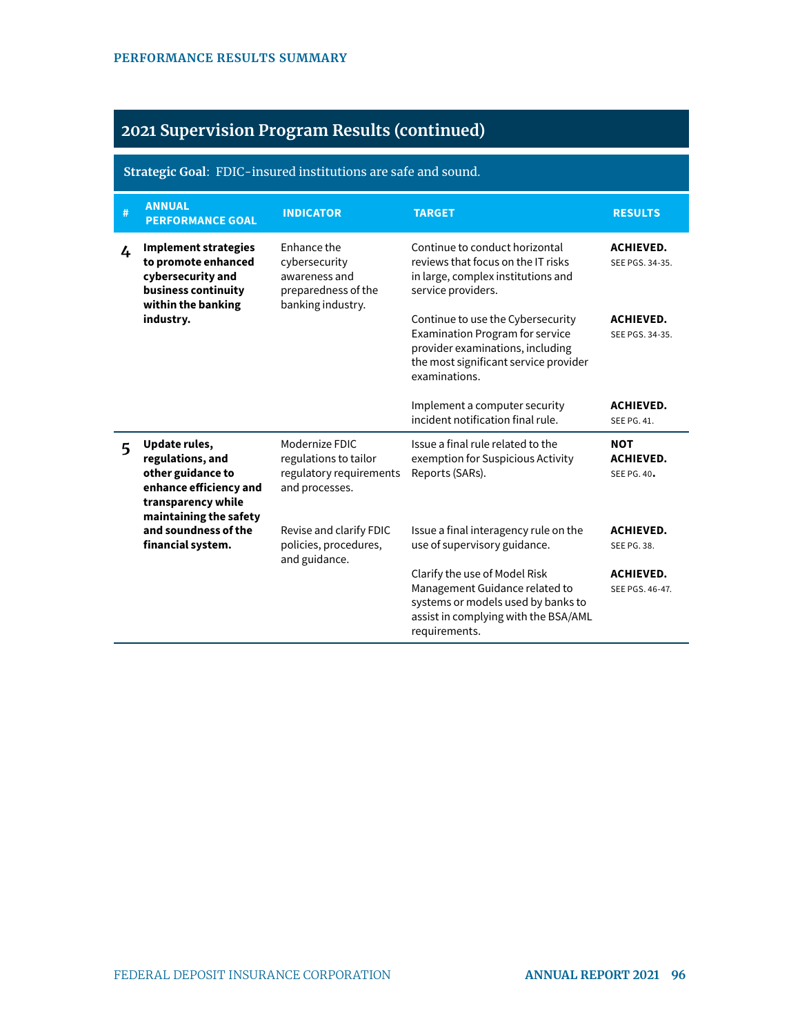## 2021 Supervision Program Results (continued)

**Strategic Goal**: FDIC-insured institutions are safe and sound.

| # | ANNUAL PERFORMANCE GOAL | INDICATOR | TARGET | RESULTS |
|---|---|---|---|---|
| 4 | **Implement strategies to promote enhanced cybersecurity and business continuity within the banking industry.** | Enhance the cybersecurity awareness and preparedness of the banking industry. | Continue to conduct horizontal reviews that focus on the IT risks in large, complex institutions and service providers. | **ACHIEVED.** SEE PGS. 34-35. |
| | | | Continue to use the Cybersecurity Examination Program for service provider examinations, including the most significant service provider examinations. | **ACHIEVED.** SEE PGS. 34-35. |
| | | | Implement a computer security incident notification final rule. | **ACHIEVED.** SEE PG. 41. |
| 5 | **Update rules, regulations, and other guidance to enhance efficiency and transparency while maintaining the safety and soundness of the financial system.** | Modernize FDIC regulations to tailor regulatory requirements and processes. | Issue a final rule related to the exemption for Suspicious Activity Reports (SARs). | **NOT ACHIEVED.** SEE PG. 40. |
| | | Revise and clarify FDIC policies, procedures, and guidance. | Issue a final interagency rule on the use of supervisory guidance. | **ACHIEVED.** SEE PG. 38. |
| | | | Clarify the use of Model Risk Management Guidance related to systems or models used by banks to assist in complying with the BSA/AML requirements. | **ACHIEVED.** SEE PGS. 46-47. |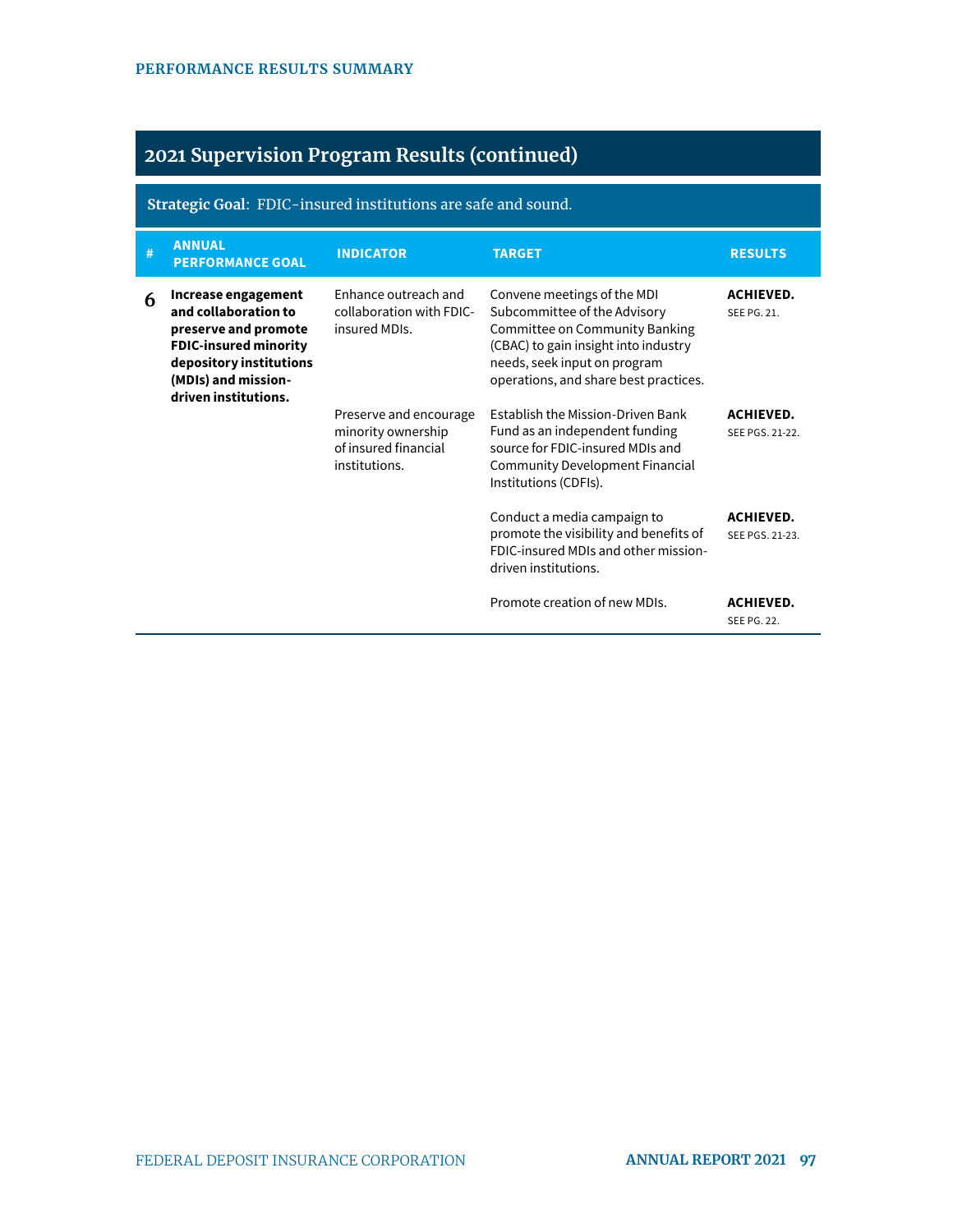## 2021 Supervision Program Results (continued)

**Strategic Goal**: FDIC-insured institutions are safe and sound.

| # | ANNUAL PERFORMANCE GOAL | INDICATOR | TARGET | RESULTS |
|---|---|---|---|---|
| 6 | **Increase engagement and collaboration to preserve and promote FDIC-insured minority depository institutions (MDIs) and mission-driven institutions.** | Enhance outreach and collaboration with FDIC-insured MDIs. | Convene meetings of the MDI Subcommittee of the Advisory Committee on Community Banking (CBAC) to gain insight into industry needs, seek input on program operations, and share best practices. | **ACHIEVED.** SEE PG. 21. |
| | | Preserve and encourage minority ownership of insured financial institutions. | Establish the Mission-Driven Bank Fund as an independent funding source for FDIC-insured MDIs and Community Development Financial Institutions (CDFIs). | **ACHIEVED.** SEE PGS. 21-22. |
| | | | Conduct a media campaign to promote the visibility and benefits of FDIC-insured MDIs and other mission-driven institutions. | **ACHIEVED.** SEE PGS. 21-23. |
| | | | Promote creation of new MDIs. | **ACHIEVED.** SEE PG. 22. |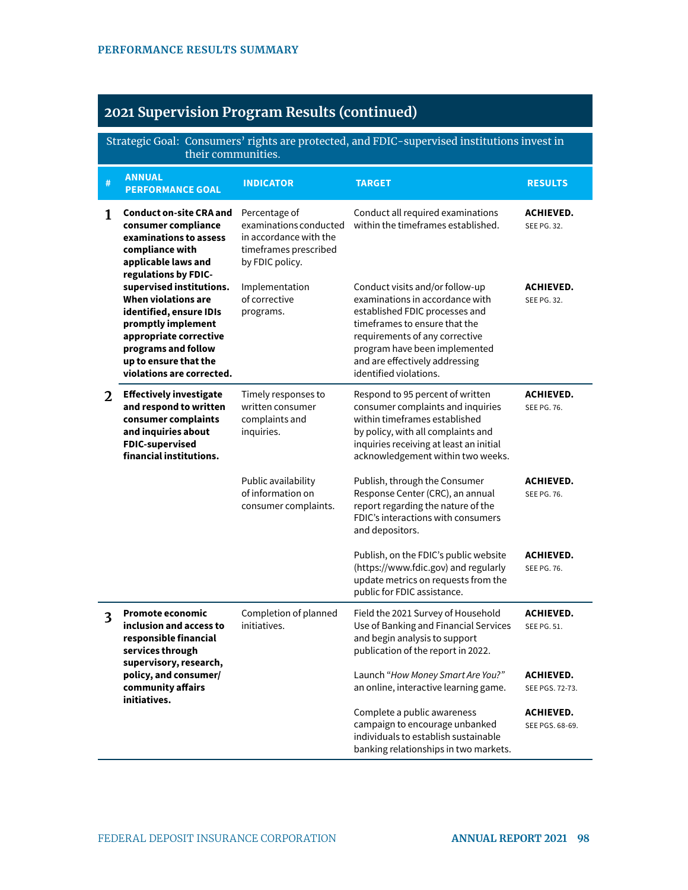## 2021 Supervision Program Results (continued)

Strategic Goal: Consumers' rights are protected, and FDIC-supervised institutions invest in their communities.

| # | ANNUAL PERFORMANCE GOAL | INDICATOR | TARGET | RESULTS |
|---|---|---|---|---|
| 1 | **Conduct on-site CRA and consumer compliance examinations to assess compliance with applicable laws and regulations by FDIC-supervised institutions. When violations are identified, ensure IDIs promptly implement appropriate corrective programs and follow up to ensure that the violations are corrected.** | Percentage of examinations conducted in accordance with the timeframes prescribed by FDIC policy. | Conduct all required examinations within the timeframes established. | **ACHIEVED.** SEE PG. 32. |
| | | Implementation of corrective programs. | Conduct visits and/or follow-up examinations in accordance with established FDIC processes and timeframes to ensure that the requirements of any corrective program have been implemented and are effectively addressing identified violations. | **ACHIEVED.** SEE PG. 32. |
| 2 | **Effectively investigate and respond to written consumer complaints and inquiries about FDIC-supervised financial institutions.** | Timely responses to written consumer complaints and inquiries. | Respond to 95 percent of written consumer complaints and inquiries within timeframes established by policy, with all complaints and inquiries receiving at least an initial acknowledgement within two weeks. | **ACHIEVED.** SEE PG. 76. |
| | | Public availability of information on consumer complaints. | Publish, through the Consumer Response Center (CRC), an annual report regarding the nature of the FDIC's interactions with consumers and depositors. | **ACHIEVED.** SEE PG. 76. |
| | | | Publish, on the FDIC's public website (https://www.fdic.gov) and regularly update metrics on requests from the public for FDIC assistance. | **ACHIEVED.** SEE PG. 76. |
| 3 | **Promote economic inclusion and access to responsible financial services through supervisory, research, policy, and consumer/community affairs initiatives.** | Completion of planned initiatives. | Field the 2021 Survey of Household Use of Banking and Financial Services and begin analysis to support publication of the report in 2022. | **ACHIEVED.** SEE PG. 51. |
| | | | Launch "*How Money Smart Are You?*" an online, interactive learning game. | **ACHIEVED.** SEE PGS. 72-73. |
| | | | Complete a public awareness campaign to encourage unbanked individuals to establish sustainable banking relationships in two markets. | **ACHIEVED.** SEE PGS. 68-69. |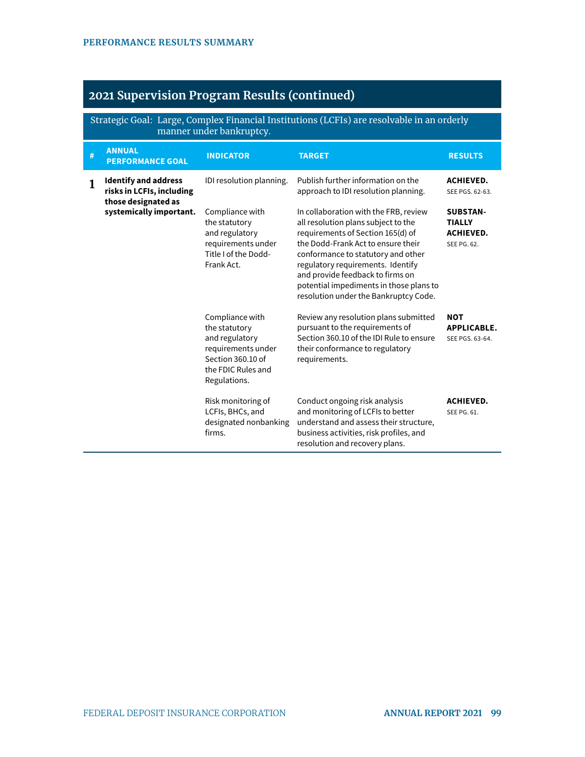## 2021 Supervision Program Results (continued)

Strategic Goal: Large, Complex Financial Institutions (LCFIs) are resolvable in an orderly manner under bankruptcy.

| # | ANNUAL PERFORMANCE GOAL | INDICATOR | TARGET | RESULTS |
|---|---|---|---|---|
| 1 | **Identify and address risks in LCFIs, including those designated as systemically important.** | IDI resolution planning. | Publish further information on the approach to IDI resolution planning. | **ACHIEVED.** SEE PGS. 62-63. |
| | | Compliance with the statutory and regulatory requirements under Title I of the Dodd-Frank Act. | In collaboration with the FRB, review all resolution plans subject to the requirements of Section 165(d) of the Dodd-Frank Act to ensure their conformance to statutory and other regulatory requirements. Identify and provide feedback to firms on potential impediments in those plans to resolution under the Bankruptcy Code. | **SUBSTANTIALLY ACHIEVED.** SEE PG. 62. |
| | | Compliance with the statutory and regulatory requirements under Section 360.10 of the FDIC Rules and Regulations. | Review any resolution plans submitted pursuant to the requirements of Section 360.10 of the IDI Rule to ensure their conformance to regulatory requirements. | **NOT APPLICABLE.** SEE PGS. 63-64. |
| | | Risk monitoring of LCFIs, BHCs, and designated nonbanking firms. | Conduct ongoing risk analysis and monitoring of LCFIs to better understand and assess their structure, business activities, risk profiles, and resolution and recovery plans. | **ACHIEVED.** SEE PG. 61. |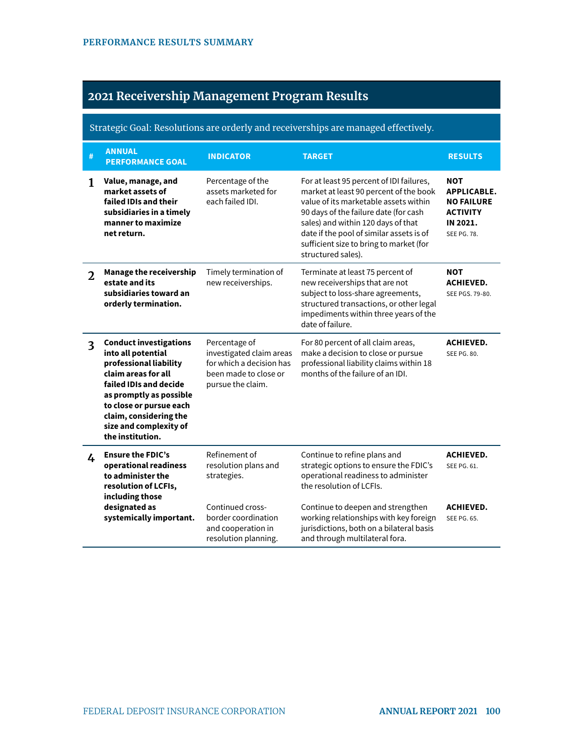## 2021 Receivership Management Program Results

Strategic Goal: Resolutions are orderly and receiverships are managed effectively.

| # | ANNUAL PERFORMANCE GOAL | INDICATOR | TARGET | RESULTS |
|---|---|---|---|---|
| 1 | **Value, manage, and market assets of failed IDIs and their subsidiaries in a timely manner to maximize net return.** | Percentage of the assets marketed for each failed IDI. | For at least 95 percent of IDI failures, market at least 90 percent of the book value of its marketable assets within 90 days of the failure date (for cash sales) and within 120 days of that date if the pool of similar assets is of sufficient size to bring to market (for structured sales). | **NOT APPLICABLE. NO FAILURE ACTIVITY IN 2021.** SEE PG. 78. |
| 2 | **Manage the receivership estate and its subsidiaries toward an orderly termination.** | Timely termination of new receiverships. | Terminate at least 75 percent of new receiverships that are not subject to loss-share agreements, structured transactions, or other legal impediments within three years of the date of failure. | **NOT ACHIEVED.** SEE PGS. 79-80. |
| 3 | **Conduct investigations into all potential professional liability claim areas for all failed IDIs and decide as promptly as possible to close or pursue each claim, considering the size and complexity of the institution.** | Percentage of investigated claim areas for which a decision has been made to close or pursue the claim. | For 80 percent of all claim areas, make a decision to close or pursue professional liability claims within 18 months of the failure of an IDI. | **ACHIEVED.** SEE PG. 80. |
| 4 | **Ensure the FDIC's operational readiness to administer the resolution of LCFIs, including those designated as systemically important.** | Refinement of resolution plans and strategies. | Continue to refine plans and strategic options to ensure the FDIC's operational readiness to administer the resolution of LCFIs. | **ACHIEVED.** SEE PG. 61. |
| | | Continued cross-border coordination and cooperation in resolution planning. | Continue to deepen and strengthen working relationships with key foreign jurisdictions, both on a bilateral basis and through multilateral fora. | **ACHIEVED.** SEE PG. 65. |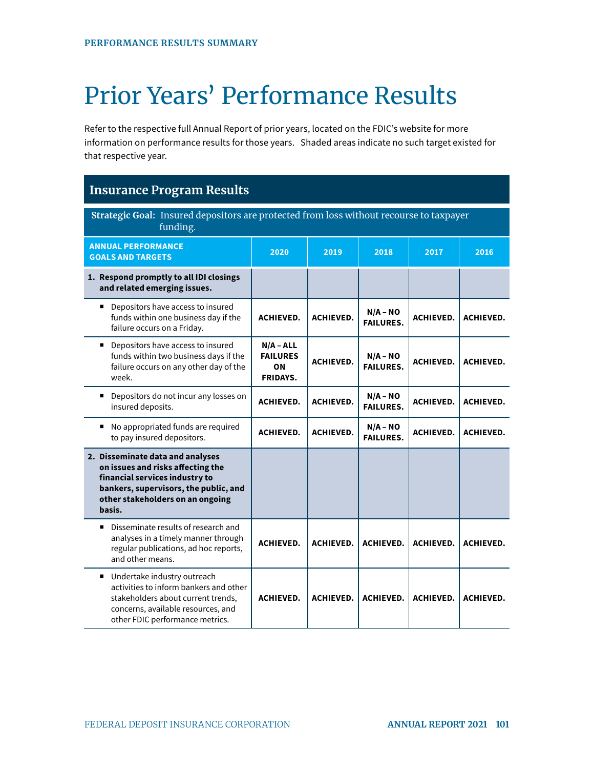# Prior Years' Performance Results

Refer to the respective full Annual Report of prior years, located on the FDIC's website for more information on performance results for those years. Shaded areas indicate no such target existed for that respective year.

## Insurance Program Results

**Strategic Goal:** Insured depositors are protected from loss without recourse to taxpayer funding.

| ANNUAL PERFORMANCE GOALS AND TARGETS | 2020 | 2019 | 2018 | 2017 | 2016 |
|---|---|---|---|---|---|
| **1. Respond promptly to all IDI closings and related emerging issues.** | | | | | |
| ▪ Depositors have access to insured funds within one business day if the failure occurs on a Friday. | ACHIEVED. | ACHIEVED. | N/A – NO FAILURES. | ACHIEVED. | ACHIEVED. |
| ▪ Depositors have access to insured funds within two business days if the failure occurs on any other day of the week. | N/A – ALL FAILURES ON FRIDAYS. | ACHIEVED. | N/A – NO FAILURES. | ACHIEVED. | ACHIEVED. |
| ▪ Depositors do not incur any losses on insured deposits. | ACHIEVED. | ACHIEVED. | N/A – NO FAILURES. | ACHIEVED. | ACHIEVED. |
| ▪ No appropriated funds are required to pay insured depositors. | ACHIEVED. | ACHIEVED. | N/A – NO FAILURES. | ACHIEVED. | ACHIEVED. |
| **2. Disseminate data and analyses on issues and risks affecting the financial services industry to bankers, supervisors, the public, and other stakeholders on an ongoing basis.** | | | | | |
| ▪ Disseminate results of research and analyses in a timely manner through regular publications, ad hoc reports, and other means. | ACHIEVED. | ACHIEVED. | ACHIEVED. | ACHIEVED. | ACHIEVED. |
| ▪ Undertake industry outreach activities to inform bankers and other stakeholders about current trends, concerns, available resources, and other FDIC performance metrics. | ACHIEVED. | ACHIEVED. | ACHIEVED. | ACHIEVED. | ACHIEVED. |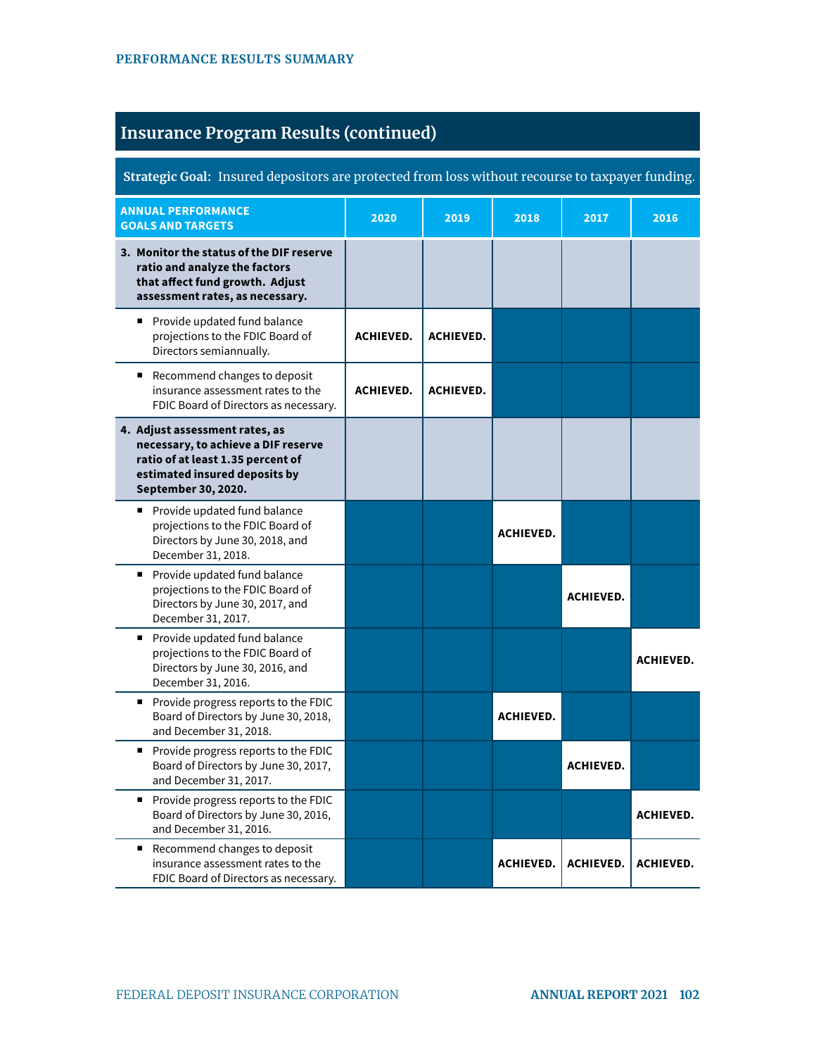## Insurance Program Results (continued)

**Strategic Goal:** Insured depositors are protected from loss without recourse to taxpayer funding.

| ANNUAL PERFORMANCE GOALS AND TARGETS | 2020 | 2019 | 2018 | 2017 | 2016 |
|---|---|---|---|---|---|
| **3. Monitor the status of the DIF reserve ratio and analyze the factors that affect fund growth. Adjust assessment rates, as necessary.** | | | | | |
| ▪ Provide updated fund balance projections to the FDIC Board of Directors semiannually. | ACHIEVED. | ACHIEVED. | | | |
| ▪ Recommend changes to deposit insurance assessment rates to the FDIC Board of Directors as necessary. | ACHIEVED. | ACHIEVED. | | | |
| **4. Adjust assessment rates, as necessary, to achieve a DIF reserve ratio of at least 1.35 percent of estimated insured deposits by September 30, 2020.** | | | | | |
| ▪ Provide updated fund balance projections to the FDIC Board of Directors by June 30, 2018, and December 31, 2018. | | | ACHIEVED. | | |
| ▪ Provide updated fund balance projections to the FDIC Board of Directors by June 30, 2017, and December 31, 2017. | | | | ACHIEVED. | |
| ▪ Provide updated fund balance projections to the FDIC Board of Directors by June 30, 2016, and December 31, 2016. | | | | | ACHIEVED. |
| ▪ Provide progress reports to the FDIC Board of Directors by June 30, 2018, and December 31, 2018. | | | ACHIEVED. | | |
| ▪ Provide progress reports to the FDIC Board of Directors by June 30, 2017, and December 31, 2017. | | | | ACHIEVED. | |
| ▪ Provide progress reports to the FDIC Board of Directors by June 30, 2016, and December 31, 2016. | | | | | ACHIEVED. |
| ▪ Recommend changes to deposit insurance assessment rates to the FDIC Board of Directors as necessary. | | | ACHIEVED. | ACHIEVED. | ACHIEVED. |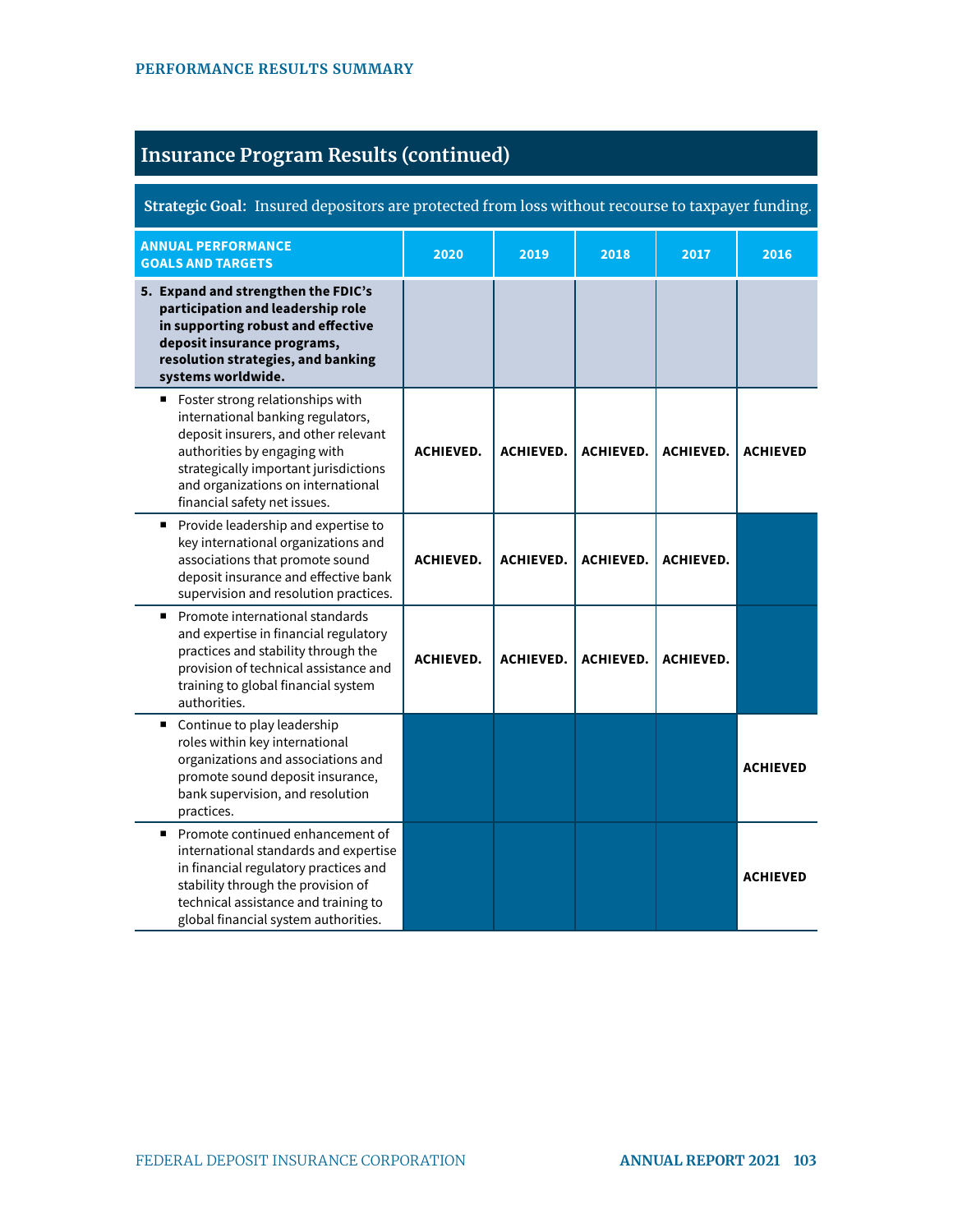## Insurance Program Results (continued)

**Strategic Goal:** Insured depositors are protected from loss without recourse to taxpayer funding.

| ANNUAL PERFORMANCE GOALS AND TARGETS | 2020 | 2019 | 2018 | 2017 | 2016 |
|---|---|---|---|---|---|
| **5. Expand and strengthen the FDIC's participation and leadership role in supporting robust and effective deposit insurance programs, resolution strategies, and banking systems worldwide.** | | | | | |
| ▪ Foster strong relationships with international banking regulators, deposit insurers, and other relevant authorities by engaging with strategically important jurisdictions and organizations on international financial safety net issues. | **ACHIEVED.** | **ACHIEVED.** | **ACHIEVED.** | **ACHIEVED.** | **ACHIEVED** |
| ▪ Provide leadership and expertise to key international organizations and associations that promote sound deposit insurance and effective bank supervision and resolution practices. | **ACHIEVED.** | **ACHIEVED.** | **ACHIEVED.** | **ACHIEVED.** | |
| ▪ Promote international standards and expertise in financial regulatory practices and stability through the provision of technical assistance and training to global financial system authorities. | **ACHIEVED.** | **ACHIEVED.** | **ACHIEVED.** | **ACHIEVED.** | |
| ▪ Continue to play leadership roles within key international organizations and associations and promote sound deposit insurance, bank supervision, and resolution practices. | | | | | **ACHIEVED** |
| ▪ Promote continued enhancement of international standards and expertise in financial regulatory practices and stability through the provision of technical assistance and training to global financial system authorities. | | | | | **ACHIEVED** |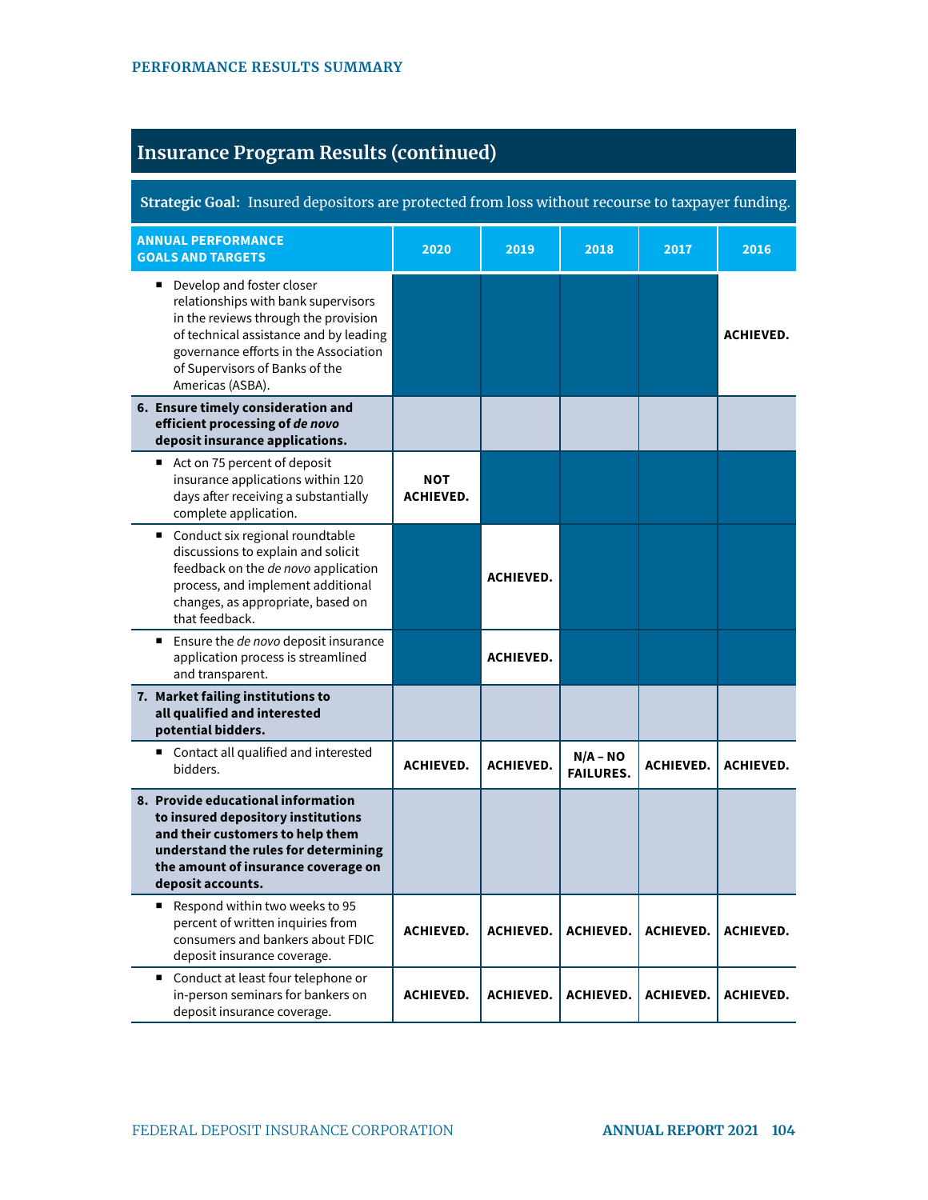## Insurance Program Results (continued)

**Strategic Goal:** Insured depositors are protected from loss without recourse to taxpayer funding.

| ANNUAL PERFORMANCE GOALS AND TARGETS | 2020 | 2019 | 2018 | 2017 | 2016 |
|---|---|---|---|---|---|
| ▪ Develop and foster closer relationships with bank supervisors in the reviews through the provision of technical assistance and by leading governance efforts in the Association of Supervisors of Banks of the Americas (ASBA). | | | | | **ACHIEVED.** |
| **6. Ensure timely consideration and efficient processing of *de novo* deposit insurance applications.** | | | | | |
| ▪ Act on 75 percent of deposit insurance applications within 120 days after receiving a substantially complete application. | **NOT ACHIEVED.** | | | | |
| ▪ Conduct six regional roundtable discussions to explain and solicit feedback on the *de novo* application process, and implement additional changes, as appropriate, based on that feedback. | | **ACHIEVED.** | | | |
| ▪ Ensure the *de novo* deposit insurance application process is streamlined and transparent. | | **ACHIEVED.** | | | |
| **7. Market failing institutions to all qualified and interested potential bidders.** | | | | | |
| ▪ Contact all qualified and interested bidders. | **ACHIEVED.** | **ACHIEVED.** | **N/A – NO FAILURES.** | **ACHIEVED.** | **ACHIEVED.** |
| **8. Provide educational information to insured depository institutions and their customers to help them understand the rules for determining the amount of insurance coverage on deposit accounts.** | | | | | |
| ▪ Respond within two weeks to 95 percent of written inquiries from consumers and bankers about FDIC deposit insurance coverage. | **ACHIEVED.** | **ACHIEVED.** | **ACHIEVED.** | **ACHIEVED.** | **ACHIEVED.** |
| ▪ Conduct at least four telephone or in-person seminars for bankers on deposit insurance coverage. | **ACHIEVED.** | **ACHIEVED.** | **ACHIEVED.** | **ACHIEVED.** | **ACHIEVED.** |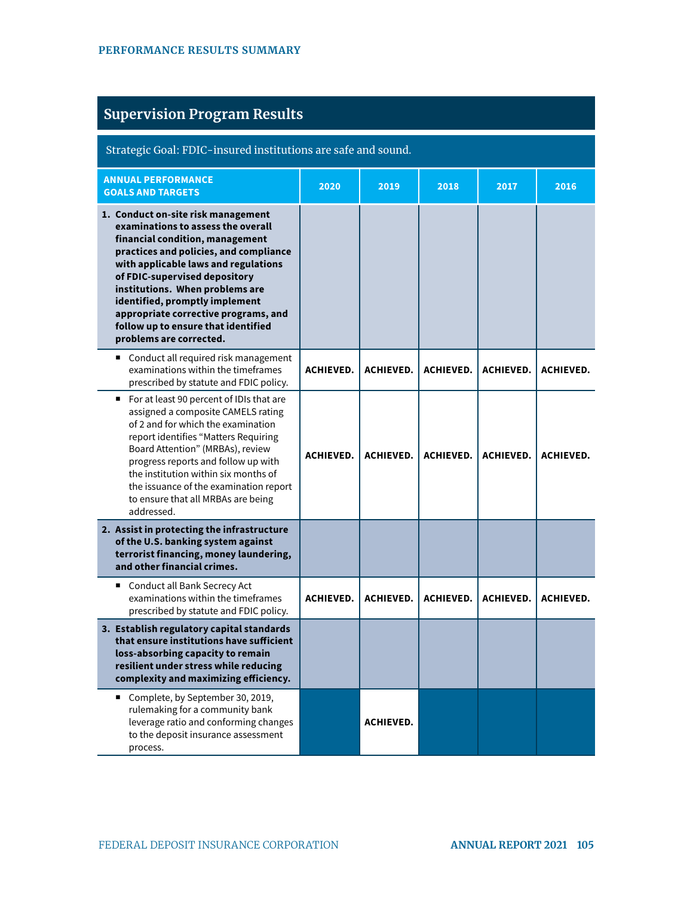## Supervision Program Results

Strategic Goal: FDIC-insured institutions are safe and sound.

| ANNUAL PERFORMANCE GOALS AND TARGETS | 2020 | 2019 | 2018 | 2017 | 2016 |
|---|---|---|---|---|---|
| **1. Conduct on-site risk management examinations to assess the overall financial condition, management practices and policies, and compliance with applicable laws and regulations of FDIC-supervised depository institutions. When problems are identified, promptly implement appropriate corrective programs, and follow up to ensure that identified problems are corrected.** | | | | | |
| ▪ Conduct all required risk management examinations within the timeframes prescribed by statute and FDIC policy. | **ACHIEVED.** | **ACHIEVED.** | **ACHIEVED.** | **ACHIEVED.** | **ACHIEVED.** |
| ▪ For at least 90 percent of IDIs that are assigned a composite CAMELS rating of 2 and for which the examination report identifies "Matters Requiring Board Attention" (MRBAs), review progress reports and follow up with the institution within six months of the issuance of the examination report to ensure that all MRBAs are being addressed. | **ACHIEVED.** | **ACHIEVED.** | **ACHIEVED.** | **ACHIEVED.** | **ACHIEVED.** |
| **2. Assist in protecting the infrastructure of the U.S. banking system against terrorist financing, money laundering, and other financial crimes.** | | | | | |
| ▪ Conduct all Bank Secrecy Act examinations within the timeframes prescribed by statute and FDIC policy. | **ACHIEVED.** | **ACHIEVED.** | **ACHIEVED.** | **ACHIEVED.** | **ACHIEVED.** |
| **3. Establish regulatory capital standards that ensure institutions have sufficient loss-absorbing capacity to remain resilient under stress while reducing complexity and maximizing efficiency.** | | | | | |
| ▪ Complete, by September 30, 2019, rulemaking for a community bank leverage ratio and conforming changes to the deposit insurance assessment process. | | **ACHIEVED.** | | | |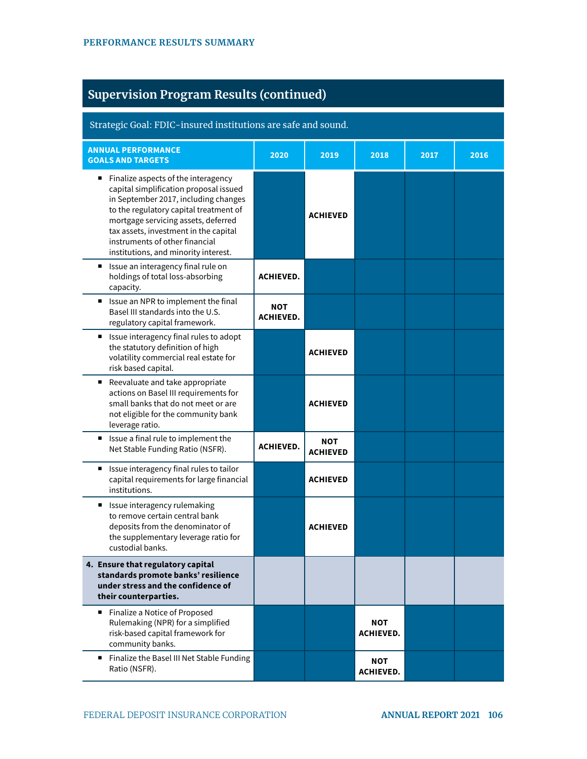## Supervision Program Results (continued)

Strategic Goal: FDIC-insured institutions are safe and sound.

| ANNUAL PERFORMANCE GOALS AND TARGETS | 2020 | 2019 | 2018 | 2017 | 2016 |
|---|---|---|---|---|---|
| ▪ Finalize aspects of the interagency capital simplification proposal issued in September 2017, including changes to the regulatory capital treatment of mortgage servicing assets, deferred tax assets, investment in the capital instruments of other financial institutions, and minority interest. | | **ACHIEVED** | | | |
| ▪ Issue an interagency final rule on holdings of total loss-absorbing capacity. | **ACHIEVED.** | | | | |
| ▪ Issue an NPR to implement the final Basel III standards into the U.S. regulatory capital framework. | **NOT ACHIEVED.** | | | | |
| ▪ Issue interagency final rules to adopt the statutory definition of high volatility commercial real estate for risk based capital. | | **ACHIEVED** | | | |
| ▪ Reevaluate and take appropriate actions on Basel III requirements for small banks that do not meet or are not eligible for the community bank leverage ratio. | | **ACHIEVED** | | | |
| ▪ Issue a final rule to implement the Net Stable Funding Ratio (NSFR). | **ACHIEVED.** | **NOT ACHIEVED** | | | |
| ▪ Issue interagency final rules to tailor capital requirements for large financial institutions. | | **ACHIEVED** | | | |
| ▪ Issue interagency rulemaking to remove certain central bank deposits from the denominator of the supplementary leverage ratio for custodial banks. | | **ACHIEVED** | | | |
| **4. Ensure that regulatory capital standards promote banks' resilience under stress and the confidence of their counterparties.** | | | | | |
| ▪ Finalize a Notice of Proposed Rulemaking (NPR) for a simplified risk-based capital framework for community banks. | | | **NOT ACHIEVED.** | | |
| ▪ Finalize the Basel III Net Stable Funding Ratio (NSFR). | | | **NOT ACHIEVED.** | | |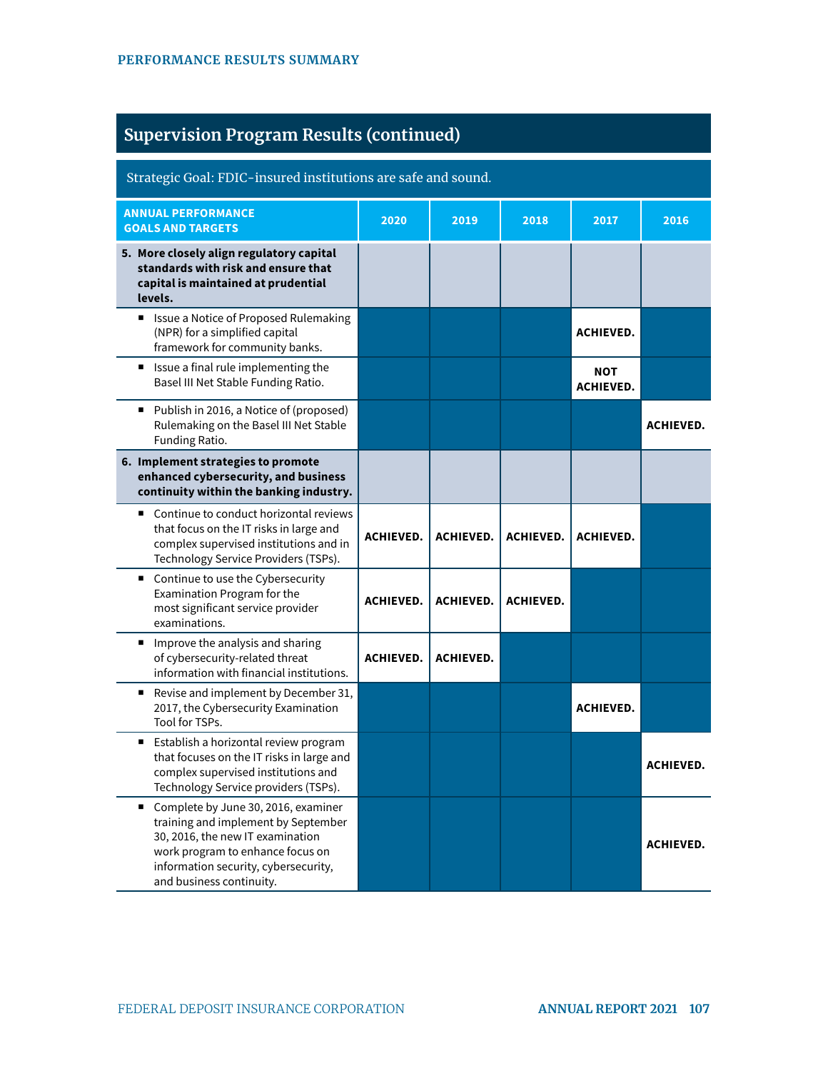## Supervision Program Results (continued)

Strategic Goal: FDIC-insured institutions are safe and sound.

| ANNUAL PERFORMANCE GOALS AND TARGETS | 2020 | 2019 | 2018 | 2017 | 2016 |
|---|---|---|---|---|---|
| **5. More closely align regulatory capital standards with risk and ensure that capital is maintained at prudential levels.** | | | | | |
| ▪ Issue a Notice of Proposed Rulemaking (NPR) for a simplified capital framework for community banks. | | | | **ACHIEVED.** | |
| ▪ Issue a final rule implementing the Basel III Net Stable Funding Ratio. | | | | **NOT ACHIEVED.** | |
| ▪ Publish in 2016, a Notice of (proposed) Rulemaking on the Basel III Net Stable Funding Ratio. | | | | | **ACHIEVED.** |
| **6. Implement strategies to promote enhanced cybersecurity, and business continuity within the banking industry.** | | | | | |
| ▪ Continue to conduct horizontal reviews that focus on the IT risks in large and complex supervised institutions and in Technology Service Providers (TSPs). | **ACHIEVED.** | **ACHIEVED.** | **ACHIEVED.** | **ACHIEVED.** | |
| ▪ Continue to use the Cybersecurity Examination Program for the most significant service provider examinations. | **ACHIEVED.** | **ACHIEVED.** | **ACHIEVED.** | | |
| ▪ Improve the analysis and sharing of cybersecurity-related threat information with financial institutions. | **ACHIEVED.** | **ACHIEVED.** | | | |
| ▪ Revise and implement by December 31, 2017, the Cybersecurity Examination Tool for TSPs. | | | | **ACHIEVED.** | |
| ▪ Establish a horizontal review program that focuses on the IT risks in large and complex supervised institutions and Technology Service providers (TSPs). | | | | | **ACHIEVED.** |
| ▪ Complete by June 30, 2016, examiner training and implement by September 30, 2016, the new IT examination work program to enhance focus on information security, cybersecurity, and business continuity. | | | | | **ACHIEVED.** |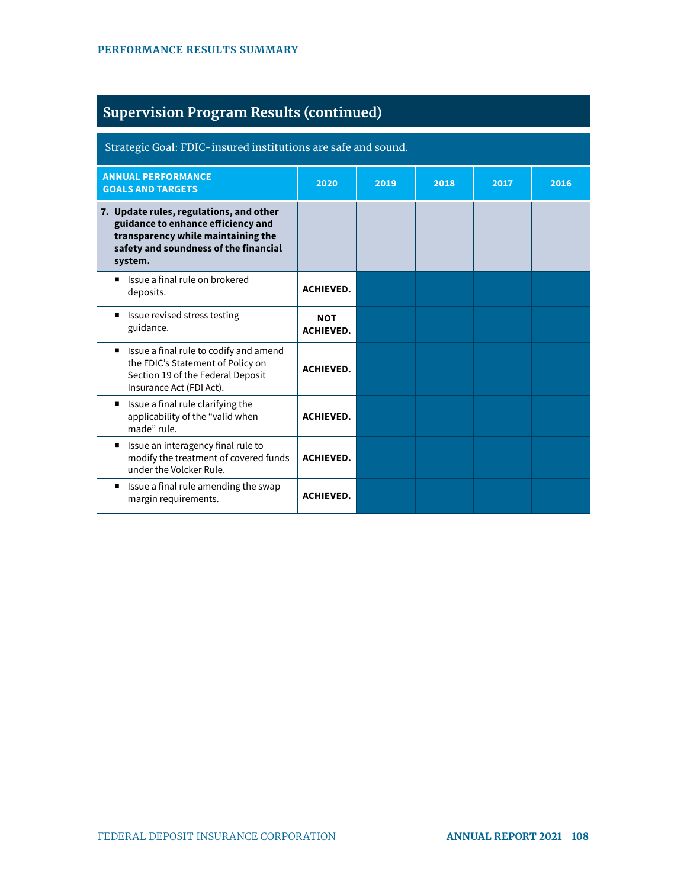## Supervision Program Results (continued)

Strategic Goal: FDIC-insured institutions are safe and sound.

| ANNUAL PERFORMANCE GOALS AND TARGETS | 2020 | 2019 | 2018 | 2017 | 2016 |
|---|---|---|---|---|---|
| **7. Update rules, regulations, and other guidance to enhance efficiency and transparency while maintaining the safety and soundness of the financial system.** | | | | | |
| ▪ Issue a final rule on brokered deposits. | **ACHIEVED.** | | | | |
| ▪ Issue revised stress testing guidance. | **NOT ACHIEVED.** | | | | |
| ▪ Issue a final rule to codify and amend the FDIC's Statement of Policy on Section 19 of the Federal Deposit Insurance Act (FDI Act). | **ACHIEVED.** | | | | |
| ▪ Issue a final rule clarifying the applicability of the "valid when made" rule. | **ACHIEVED.** | | | | |
| ▪ Issue an interagency final rule to modify the treatment of covered funds under the Volcker Rule. | **ACHIEVED.** | | | | |
| ▪ Issue a final rule amending the swap margin requirements. | **ACHIEVED.** | | | | |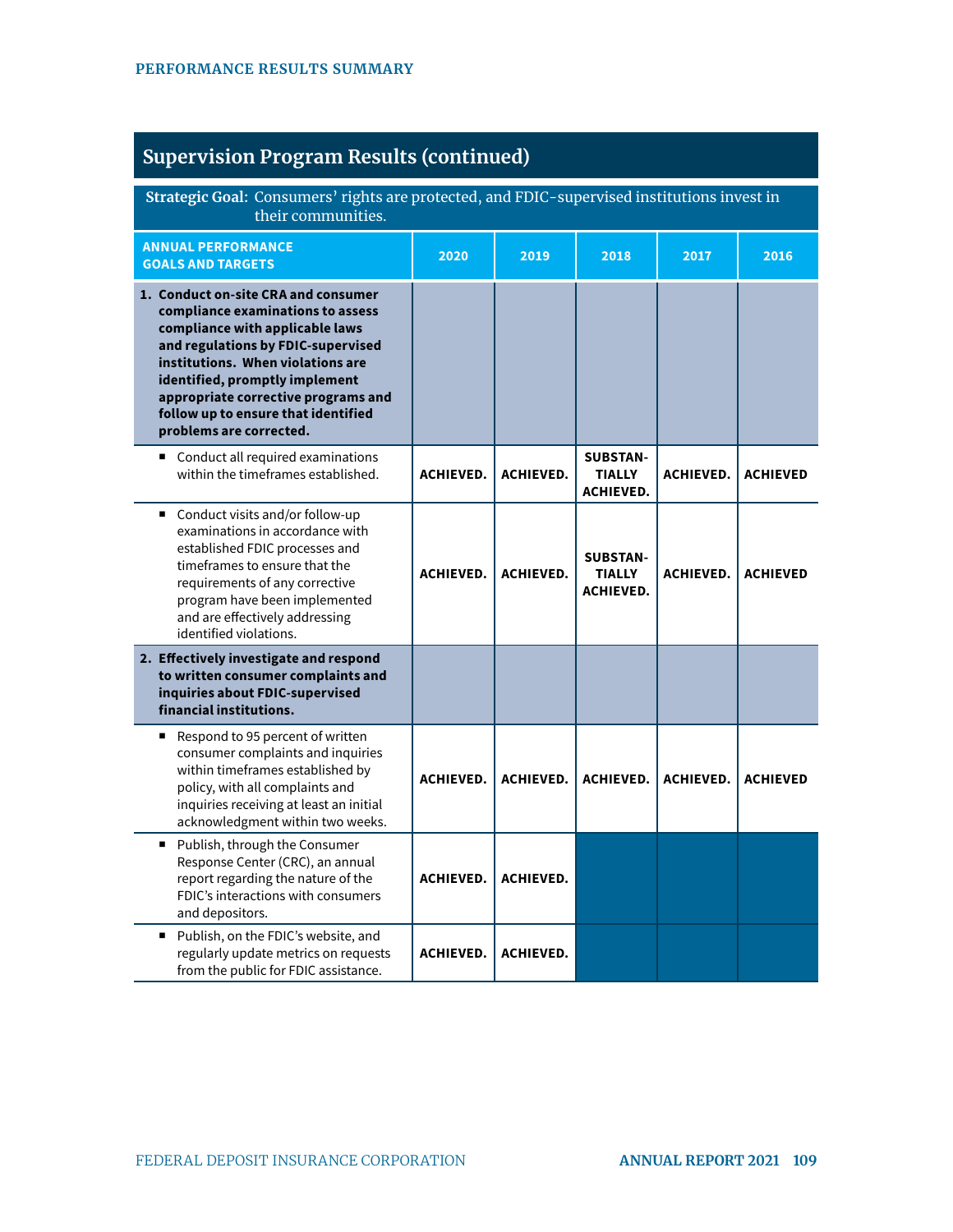## Supervision Program Results (continued)

**Strategic Goal:** Consumers' rights are protected, and FDIC-supervised institutions invest in their communities.

| ANNUAL PERFORMANCE GOALS AND TARGETS | 2020 | 2019 | 2018 | 2017 | 2016 |
|---|---|---|---|---|---|
| **1. Conduct on-site CRA and consumer compliance examinations to assess compliance with applicable laws and regulations by FDIC-supervised institutions. When violations are identified, promptly implement appropriate corrective programs and follow up to ensure that identified problems are corrected.** | | | | | |
| ▪ Conduct all required examinations within the timeframes established. | ACHIEVED. | ACHIEVED. | SUBSTANTIALLY ACHIEVED. | ACHIEVED. | ACHIEVED |
| ▪ Conduct visits and/or follow-up examinations in accordance with established FDIC processes and timeframes to ensure that the requirements of any corrective program have been implemented and are effectively addressing identified violations. | ACHIEVED. | ACHIEVED. | SUBSTANTIALLY ACHIEVED. | ACHIEVED. | ACHIEVED |
| **2. Effectively investigate and respond to written consumer complaints and inquiries about FDIC-supervised financial institutions.** | | | | | |
| ▪ Respond to 95 percent of written consumer complaints and inquiries within timeframes established by policy, with all complaints and inquiries receiving at least an initial acknowledgment within two weeks. | ACHIEVED. | ACHIEVED. | ACHIEVED. | ACHIEVED. | ACHIEVED |
| ▪ Publish, through the Consumer Response Center (CRC), an annual report regarding the nature of the FDIC's interactions with consumers and depositors. | ACHIEVED. | ACHIEVED. | | | |
| ▪ Publish, on the FDIC's website, and regularly update metrics on requests from the public for FDIC assistance. | ACHIEVED. | ACHIEVED. | | | |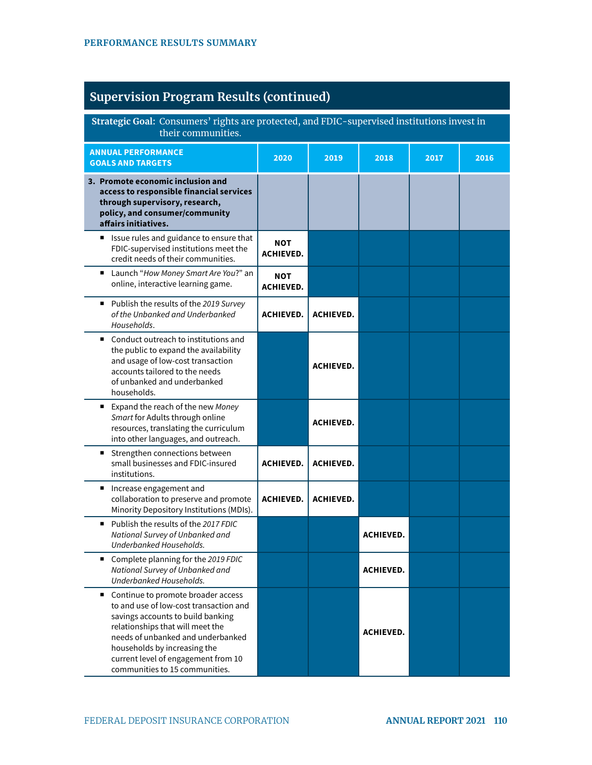## Supervision Program Results (continued)

**Strategic Goal:** Consumers' rights are protected, and FDIC-supervised institutions invest in their communities.

| ANNUAL PERFORMANCE GOALS AND TARGETS | 2020 | 2019 | 2018 | 2017 | 2016 |
|---|---|---|---|---|---|
| **3. Promote economic inclusion and access to responsible financial services through supervisory, research, policy, and consumer/community affairs initiatives.** | | | | | |
| ▪ Issue rules and guidance to ensure that FDIC-supervised institutions meet the credit needs of their communities. | **NOT ACHIEVED.** | | | | |
| ▪ Launch "*How Money Smart Are You?*" an online, interactive learning game. | **NOT ACHIEVED.** | | | | |
| ▪ Publish the results of the *2019 Survey of the Unbanked and Underbanked Households*. | **ACHIEVED.** | **ACHIEVED.** | | | |
| ▪ Conduct outreach to institutions and the public to expand the availability and usage of low-cost transaction accounts tailored to the needs of unbanked and underbanked households. | | **ACHIEVED.** | | | |
| ▪ Expand the reach of the new *Money Smart* for Adults through online resources, translating the curriculum into other languages, and outreach. | | **ACHIEVED.** | | | |
| ▪ Strengthen connections between small businesses and FDIC-insured institutions. | **ACHIEVED.** | **ACHIEVED.** | | | |
| ▪ Increase engagement and collaboration to preserve and promote Minority Depository Institutions (MDIs). | **ACHIEVED.** | **ACHIEVED.** | | | |
| ▪ Publish the results of the *2017 FDIC National Survey of Unbanked and Underbanked Households.* | | | **ACHIEVED.** | | |
| ▪ Complete planning for the *2019 FDIC National Survey of Unbanked and Underbanked Households.* | | | **ACHIEVED.** | | |
| ▪ Continue to promote broader access to and use of low-cost transaction and savings accounts to build banking relationships that will meet the needs of unbanked and underbanked households by increasing the current level of engagement from 10 communities to 15 communities. | | | **ACHIEVED.** | | |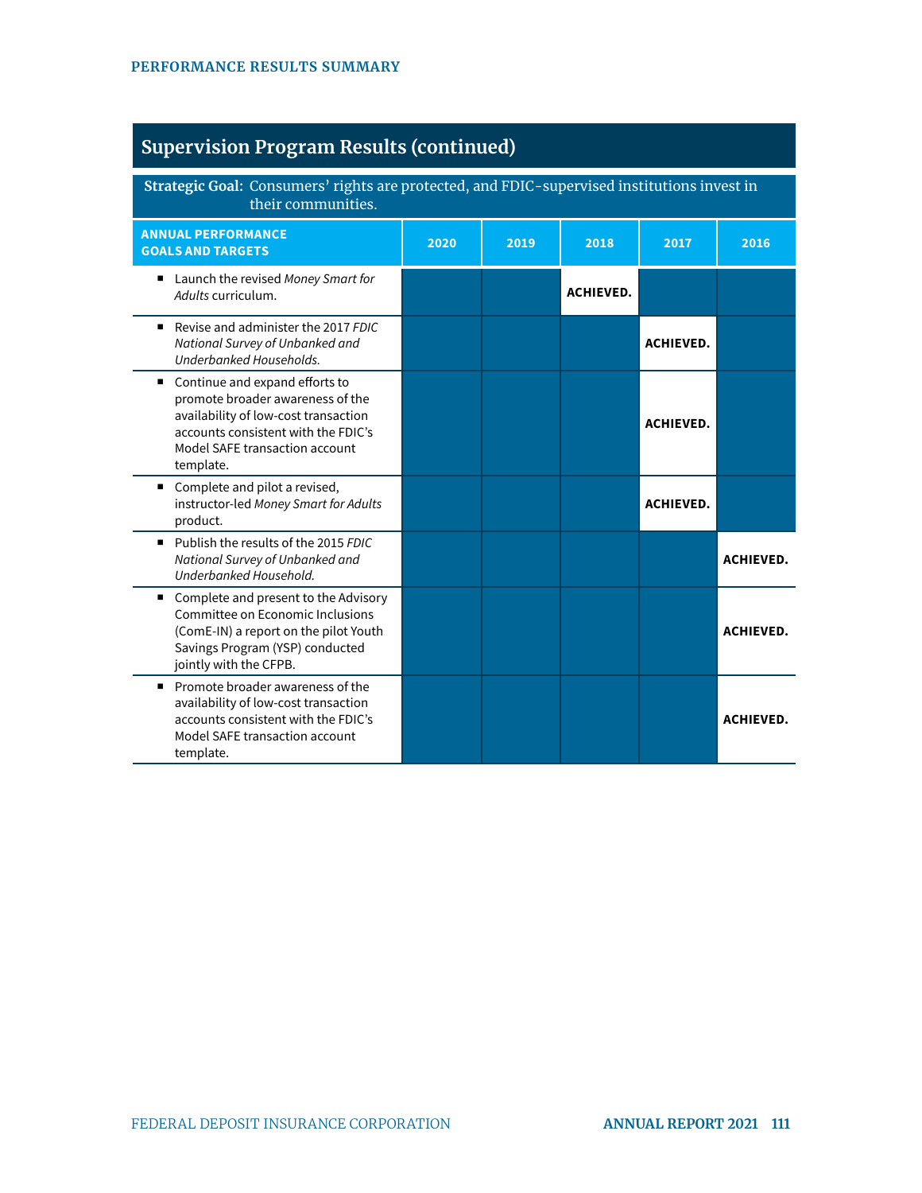## Supervision Program Results (continued)

**Strategic Goal:** Consumers' rights are protected, and FDIC-supervised institutions invest in their communities.

| ANNUAL PERFORMANCE GOALS AND TARGETS | 2020 | 2019 | 2018 | 2017 | 2016 |
|---|---|---|---|---|---|
| ▪ Launch the revised *Money Smart for Adults* curriculum. | | | ACHIEVED. | | |
| ▪ Revise and administer the 2017 *FDIC National Survey of Unbanked and Underbanked Households.* | | | | ACHIEVED. | |
| ▪ Continue and expand efforts to promote broader awareness of the availability of low-cost transaction accounts consistent with the FDIC's Model SAFE transaction account template. | | | | ACHIEVED. | |
| ▪ Complete and pilot a revised, instructor-led *Money Smart for Adults* product. | | | | ACHIEVED. | |
| ▪ Publish the results of the 2015 *FDIC National Survey of Unbanked and Underbanked Household.* | | | | | ACHIEVED. |
| ▪ Complete and present to the Advisory Committee on Economic Inclusions (ComE-IN) a report on the pilot Youth Savings Program (YSP) conducted jointly with the CFPB. | | | | | ACHIEVED. |
| ▪ Promote broader awareness of the availability of low-cost transaction accounts consistent with the FDIC's Model SAFE transaction account template. | | | | | ACHIEVED. |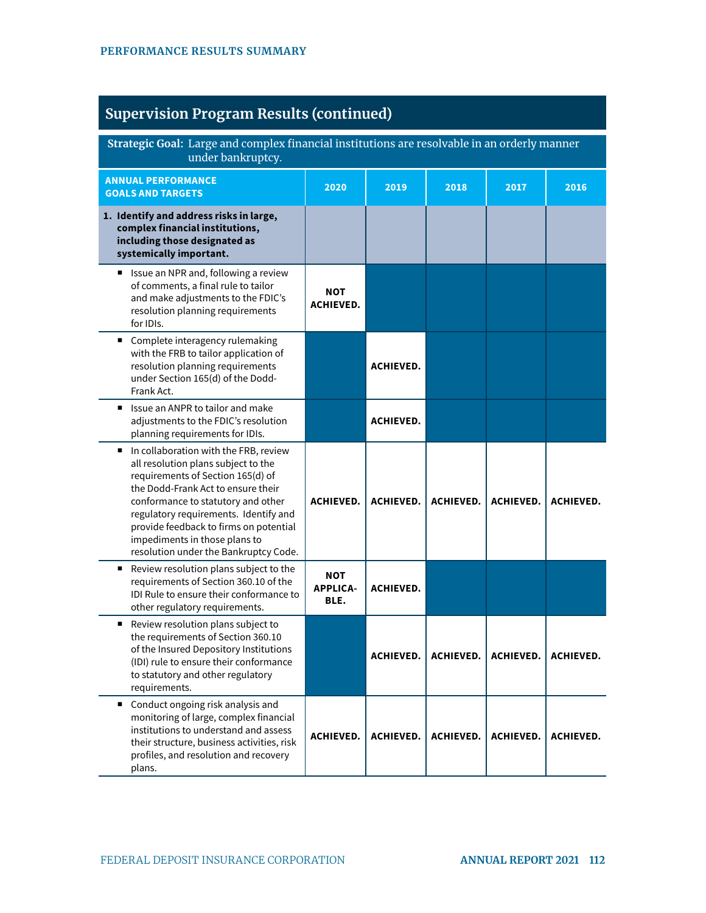## Supervision Program Results (continued)

**Strategic Goal:** Large and complex financial institutions are resolvable in an orderly manner under bankruptcy.

| ANNUAL PERFORMANCE GOALS AND TARGETS | 2020 | 2019 | 2018 | 2017 | 2016 |
|---|---|---|---|---|---|
| **1. Identify and address risks in large, complex financial institutions, including those designated as systemically important.** | | | | | |
| ▪ Issue an NPR and, following a review of comments, a final rule to tailor and make adjustments to the FDIC's resolution planning requirements for IDIs. | NOT ACHIEVED. | | | | |
| ▪ Complete interagency rulemaking with the FRB to tailor application of resolution planning requirements under Section 165(d) of the Dodd-Frank Act. | | ACHIEVED. | | | |
| ▪ Issue an ANPR to tailor and make adjustments to the FDIC's resolution planning requirements for IDIs. | | ACHIEVED. | | | |
| ▪ In collaboration with the FRB, review all resolution plans subject to the requirements of Section 165(d) of the Dodd-Frank Act to ensure their conformance to statutory and other regulatory requirements. Identify and provide feedback to firms on potential impediments in those plans to resolution under the Bankruptcy Code. | ACHIEVED. | ACHIEVED. | ACHIEVED. | ACHIEVED. | ACHIEVED. |
| ▪ Review resolution plans subject to the requirements of Section 360.10 of the IDI Rule to ensure their conformance to other regulatory requirements. | NOT APPLICABLE. | ACHIEVED. | | | |
| ▪ Review resolution plans subject to the requirements of Section 360.10 of the Insured Depository Institutions (IDI) rule to ensure their conformance to statutory and other regulatory requirements. | | ACHIEVED. | ACHIEVED. | ACHIEVED. | ACHIEVED. |
| ▪ Conduct ongoing risk analysis and monitoring of large, complex financial institutions to understand and assess their structure, business activities, risk profiles, and resolution and recovery plans. | ACHIEVED. | ACHIEVED. | ACHIEVED. | ACHIEVED. | ACHIEVED. |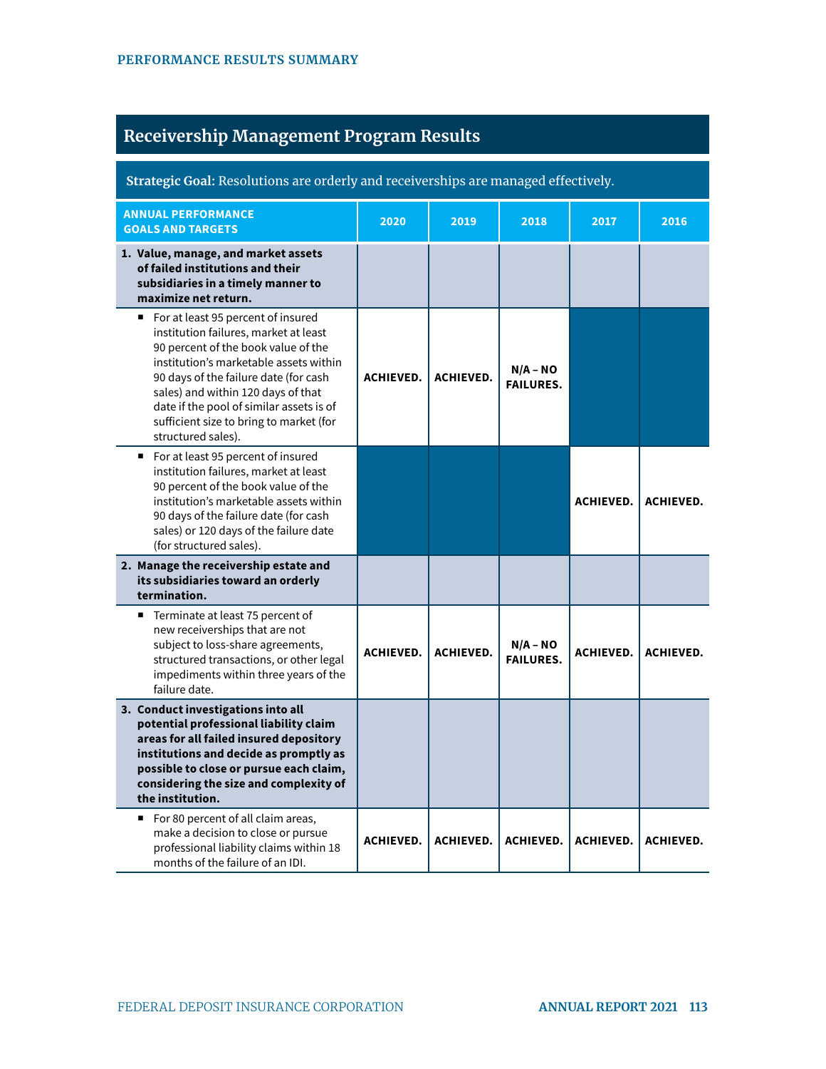## Receivership Management Program Results

**Strategic Goal:** Resolutions are orderly and receiverships are managed effectively.

| ANNUAL PERFORMANCE GOALS AND TARGETS | 2020 | 2019 | 2018 | 2017 | 2016 |
|---|---|---|---|---|---|
| **1. Value, manage, and market assets of failed institutions and their subsidiaries in a timely manner to maximize net return.** | | | | | |
| ▪ For at least 95 percent of insured institution failures, market at least 90 percent of the book value of the institution's marketable assets within 90 days of the failure date (for cash sales) and within 120 days of that date if the pool of similar assets is of sufficient size to bring to market (for structured sales). | ACHIEVED. | ACHIEVED. | N/A – NO FAILURES. | | |
| ▪ For at least 95 percent of insured institution failures, market at least 90 percent of the book value of the institution's marketable assets within 90 days of the failure date (for cash sales) or 120 days of the failure date (for structured sales). | | | | ACHIEVED. | ACHIEVED. |
| **2. Manage the receivership estate and its subsidiaries toward an orderly termination.** | | | | | |
| ▪ Terminate at least 75 percent of new receiverships that are not subject to loss-share agreements, structured transactions, or other legal impediments within three years of the failure date. | ACHIEVED. | ACHIEVED. | N/A – NO FAILURES. | ACHIEVED. | ACHIEVED. |
| **3. Conduct investigations into all potential professional liability claim areas for all failed insured depository institutions and decide as promptly as possible to close or pursue each claim, considering the size and complexity of the institution.** | | | | | |
| ▪ For 80 percent of all claim areas, make a decision to close or pursue professional liability claims within 18 months of the failure of an IDI. | ACHIEVED. | ACHIEVED. | ACHIEVED. | ACHIEVED. | ACHIEVED. |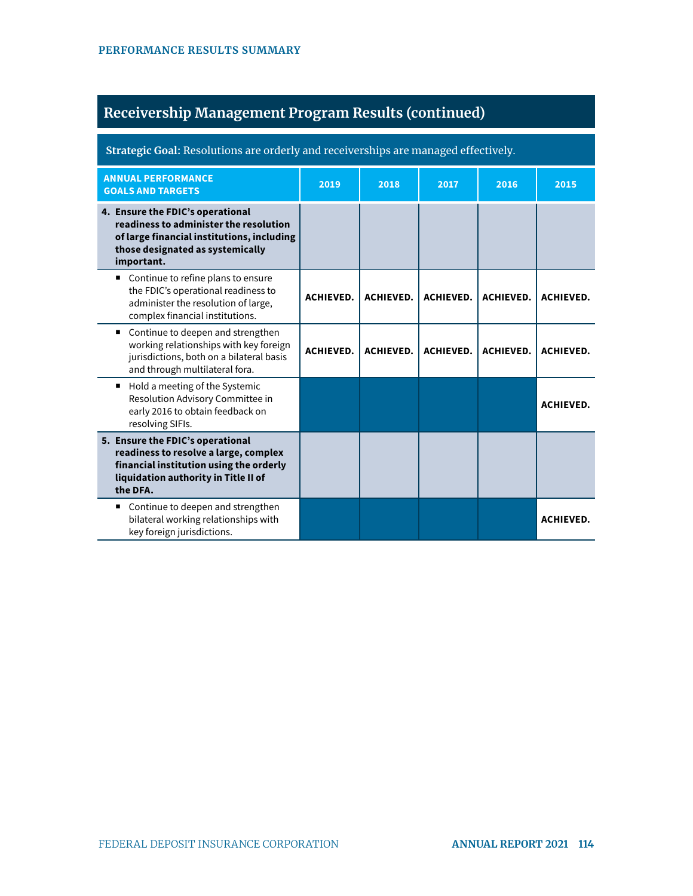## Receivership Management Program Results (continued)

**Strategic Goal:** Resolutions are orderly and receiverships are managed effectively.

| ANNUAL PERFORMANCE GOALS AND TARGETS | 2019 | 2018 | 2017 | 2016 | 2015 |
|---|---|---|---|---|---|
| **4. Ensure the FDIC's operational readiness to administer the resolution of large financial institutions, including those designated as systemically important.** | | | | | |
| ▪ Continue to refine plans to ensure the FDIC's operational readiness to administer the resolution of large, complex financial institutions. | **ACHIEVED.** | **ACHIEVED.** | **ACHIEVED.** | **ACHIEVED.** | **ACHIEVED.** |
| ▪ Continue to deepen and strengthen working relationships with key foreign jurisdictions, both on a bilateral basis and through multilateral fora. | **ACHIEVED.** | **ACHIEVED.** | **ACHIEVED.** | **ACHIEVED.** | **ACHIEVED.** |
| ▪ Hold a meeting of the Systemic Resolution Advisory Committee in early 2016 to obtain feedback on resolving SIFIs. | | | | | **ACHIEVED.** |
| **5. Ensure the FDIC's operational readiness to resolve a large, complex financial institution using the orderly liquidation authority in Title II of the DFA.** | | | | | |
| ▪ Continue to deepen and strengthen bilateral working relationships with key foreign jurisdictions. | | | | | **ACHIEVED.** |